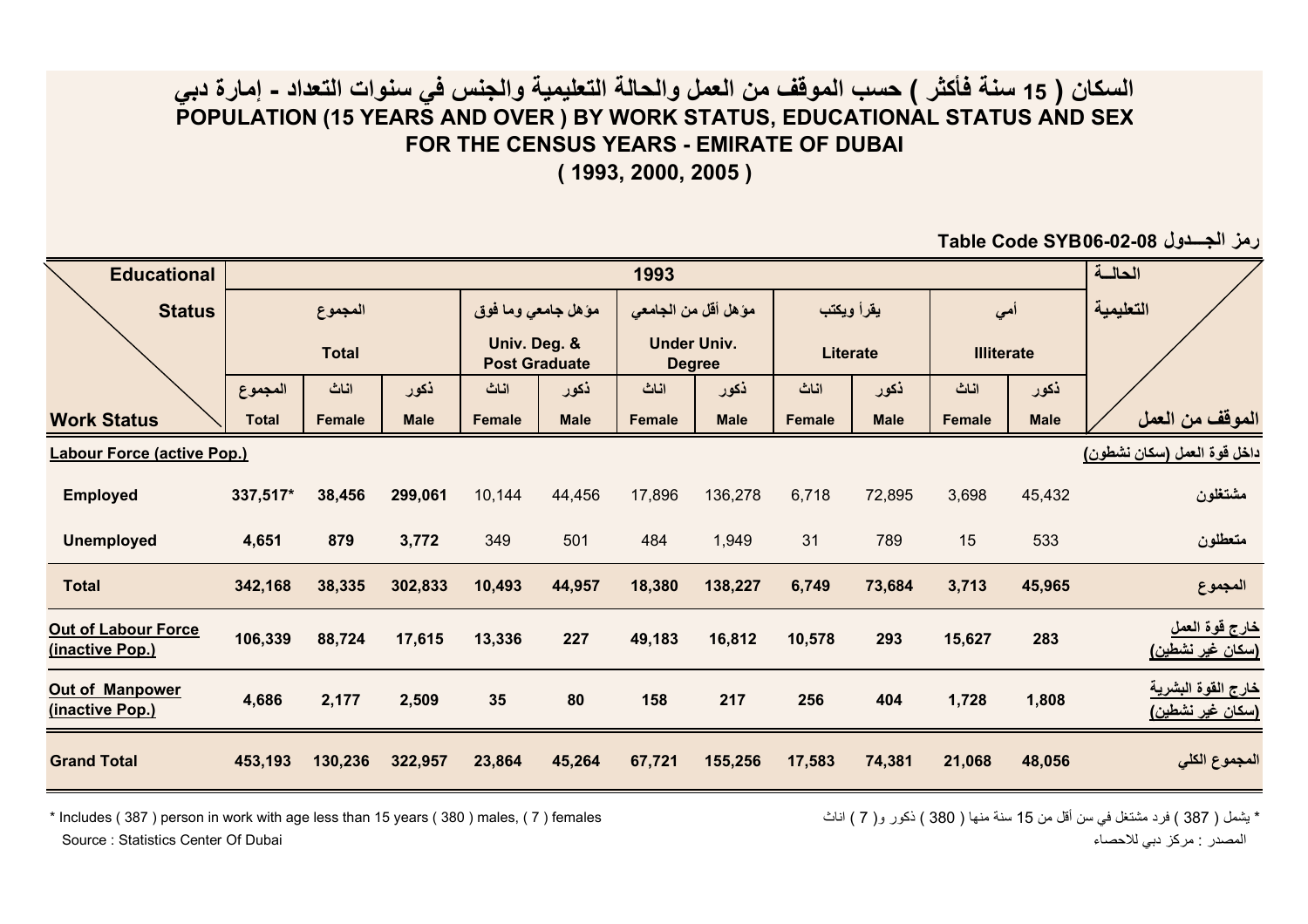# السكان ( 15 سنة فأكثر ) حسب الموقف من العمل والحالة التعليمية والجنس في سنوات التعداد - إمارة دبي
# POPULATION (15 YEARS AND OVER ) BY WORK STATUS, EDUCATIONAL STATUS AND SEX FOR THE CENSUS YEARS - EMIRATE OF DUBAI
## ( 1993, 2000, 2005 )

Table Code SYB06-02-08 رمز الجــدول

| Educational Status / Work Status | 1993 | | | | | | | | | | | الحالــة التعليمية / الموقف من العمل |
|---|---|---|---|---|---|---|---|---|---|---|---|---|
| | المجموع Total | | | مؤهل جامعي وما فوق Univ. Deg. & Post Graduate | | مؤهل أقل من الجامعي Under Univ. Degree | | يقرأ ويكتب Literate | | أمي Illiterate | | |
| | المجموع Total | اناث Female | ذكور Male | اناث Female | ذكور Male | اناث Female | ذكور Male | اناث Female | ذكور Male | اناث Female | ذكور Male | |
| **Labour Force (active Pop.)** | | | | | | | | | | | | **داخل قوة العمل (سكان نشطون)** |
| **Employed** | **337,517*** | **38,456** | **299,061** | 10,144 | 44,456 | 17,896 | 136,278 | 6,718 | 72,895 | 3,698 | 45,432 | **مشتغلون** |
| **Unemployed** | **4,651** | **879** | **3,772** | 349 | 501 | 484 | 1,949 | 31 | 789 | 15 | 533 | **متعطلون** |
| **Total** | **342,168** | **38,335** | **302,833** | **10,493** | **44,957** | **18,380** | **138,227** | **6,749** | **73,684** | **3,713** | **45,965** | **المجموع** |
| **Out of Labour Force (inactive Pop.)** | **106,339** | **88,724** | **17,615** | **13,336** | **227** | **49,183** | **16,812** | **10,578** | **293** | **15,627** | **283** | **خارج قوة العمل (سكان غير نشطين)** |
| **Out of Manpower (inactive Pop.)** | **4,686** | **2,177** | **2,509** | **35** | **80** | **158** | **217** | **256** | **404** | **1,728** | **1,808** | **خارج القوة البشرية (سكان غير نشطين)** |
| **Grand Total** | **453,193** | **130,236** | **322,957** | **23,864** | **45,264** | **67,721** | **155,256** | **17,583** | **74,381** | **21,068** | **48,056** | **المجموع الكلي** |

\* Includes ( 387 ) person in work with age less than 15 years ( 380 ) males, ( 7 ) females

\* يشمل ( 387 ) فرد مشتغل في سن أقل من 15 سنة منها ( 380 ) ذكور و( 7 ) اناث

Source : Statistics Center Of Dubai

المصدر : مركز دبي للاحصاء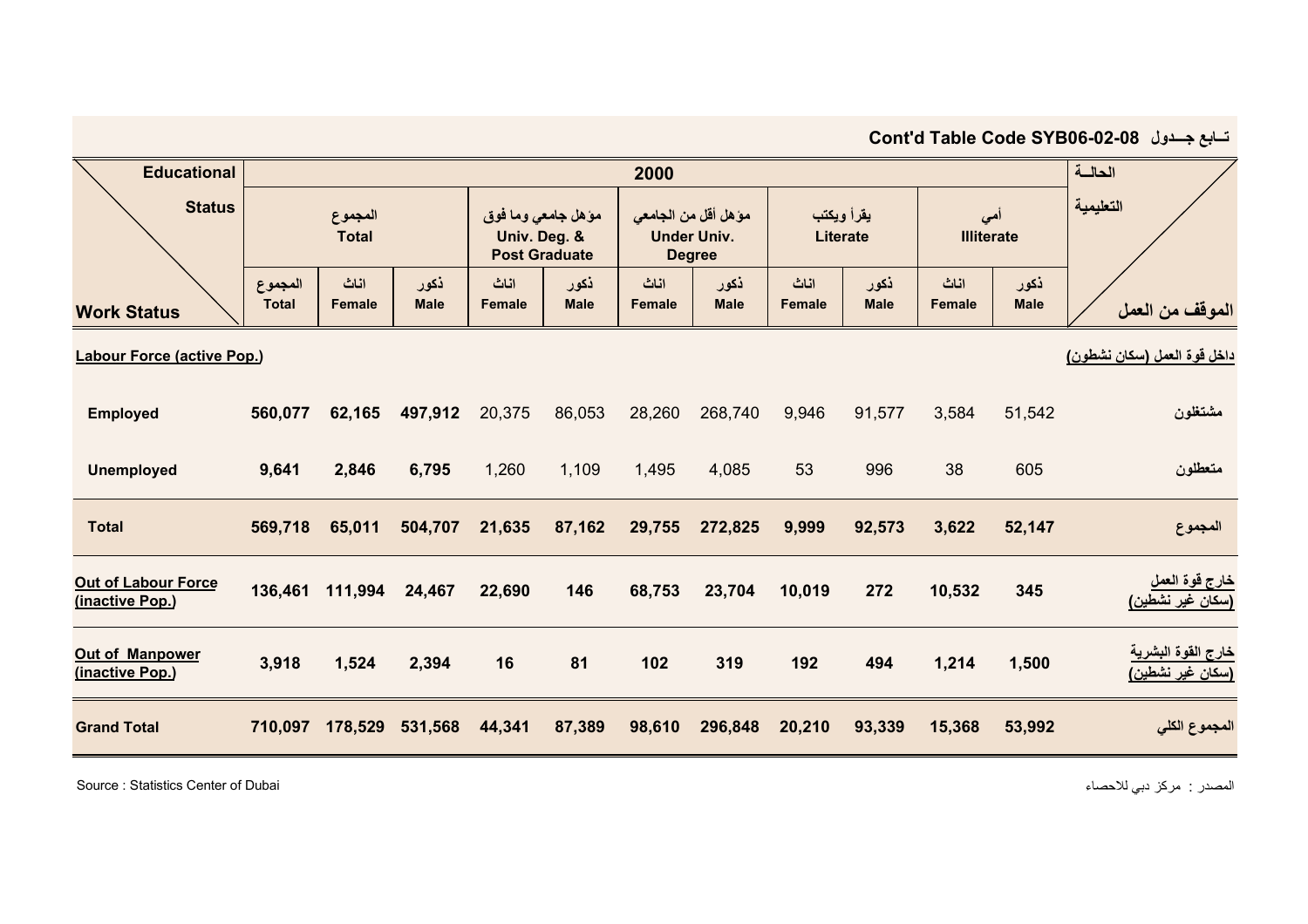### تــابع جــدول Cont'd Table Code SYB06-02-08

| Educational Status / Work Status | 2000 | | | | | | | | | | | الحالــة التعليمية / الموقف من العمل |
|---|---|---|---|---|---|---|---|---|---|---|---|---|
| | المجموع Total | | | مؤهل جامعي وما فوق Univ. Deg. & Post Graduate | | مؤهل أقل من الجامعي Under Univ. Degree | | يقرأ ويكتب Literate | | أمي Illiterate | | |
| | المجموع Total | اناث Female | ذكور Male | اناث Female | ذكور Male | اناث Female | ذكور Male | اناث Female | ذكور Male | اناث Female | ذكور Male | |
| **Labour Force (active Pop.)** | | | | | | | | | | | | **داخل قوة العمل (سكان نشطون)** |
| **Employed** | **560,077** | **62,165** | **497,912** | 20,375 | 86,053 | 28,260 | 268,740 | 9,946 | 91,577 | 3,584 | 51,542 | **مشتغلون** |
| **Unemployed** | **9,641** | **2,846** | **6,795** | 1,260 | 1,109 | 1,495 | 4,085 | 53 | 996 | 38 | 605 | **متعطلون** |
| **Total** | **569,718** | **65,011** | **504,707** | **21,635** | **87,162** | **29,755** | **272,825** | **9,999** | **92,573** | **3,622** | **52,147** | **المجموع** |
| **Out of Labour Force (inactive Pop.)** | **136,461** | **111,994** | **24,467** | **22,690** | **146** | **68,753** | **23,704** | **10,019** | **272** | **10,532** | **345** | **خارج قوة العمل (سكان غير نشطين)** |
| **Out of Manpower (inactive Pop.)** | **3,918** | **1,524** | **2,394** | **16** | **81** | **102** | **319** | **192** | **494** | **1,214** | **1,500** | **خارج القوة البشرية (سكان غير نشطين)** |
| **Grand Total** | **710,097** | **178,529** | **531,568** | **44,341** | **87,389** | **98,610** | **296,848** | **20,210** | **93,339** | **15,368** | **53,992** | **المجموع الكلي** |

Source : Statistics Center of Dubai

المصدر : مركز دبي للاحصاء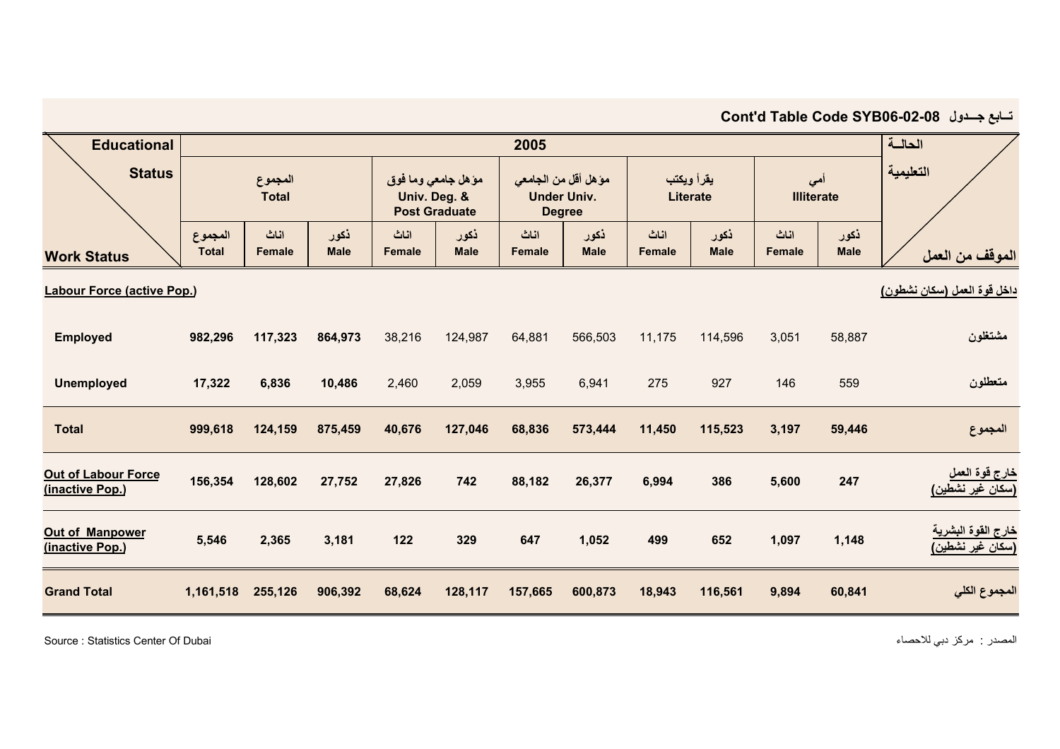Cont'd Table Code SYB06-02-08 تــابع جــدول

| Educational Status / Work Status | 2005 | | | | | | | | | | | الحالــة التعليمية / الموقف من العمل |
|---|---|---|---|---|---|---|---|---|---|---|---|---|
| | المجموع Total | | | مؤهل جامعي وما فوق Univ. Deg. & Post Graduate | | مؤهل أقل من الجامعي Under Univ. Degree | | يقرأ ويكتب Literate | | أمي Illiterate | | |
| | المجموع Total | اناث Female | ذكور Male | اناث Female | ذكور Male | اناث Female | ذكور Male | اناث Female | ذكور Male | اناث Female | ذكور Male | |
| **Labour Force (active Pop.)** | | | | | | | | | | | | **داخل قوة العمل (سكان نشطون)** |
| Employed | **982,296** | **117,323** | **864,973** | 38,216 | 124,987 | 64,881 | 566,503 | 11,175 | 114,596 | 3,051 | 58,887 | مشتغلون |
| Unemployed | **17,322** | **6,836** | **10,486** | 2,460 | 2,059 | 3,955 | 6,941 | 275 | 927 | 146 | 559 | متعطلون |
| **Total** | **999,618** | **124,159** | **875,459** | **40,676** | **127,046** | **68,836** | **573,444** | **11,450** | **115,523** | **3,197** | **59,446** | **المجموع** |
| **Out of Labour Force (inactive Pop.)** | **156,354** | **128,602** | **27,752** | **27,826** | **742** | **88,182** | **26,377** | **6,994** | **386** | **5,600** | **247** | **خارج قوة العمل (سكان غير نشطين)** |
| **Out of Manpower (inactive Pop.)** | **5,546** | **2,365** | **3,181** | **122** | **329** | **647** | **1,052** | **499** | **652** | **1,097** | **1,148** | **خارج القوة البشرية (سكان غير نشطين)** |
| **Grand Total** | **1,161,518** | **255,126** | **906,392** | **68,624** | **128,117** | **157,665** | **600,873** | **18,943** | **116,561** | **9,894** | **60,841** | **المجموع الكلي** |

Source : Statistics Center Of Dubai

المصدر : مركز دبي للاحصاء